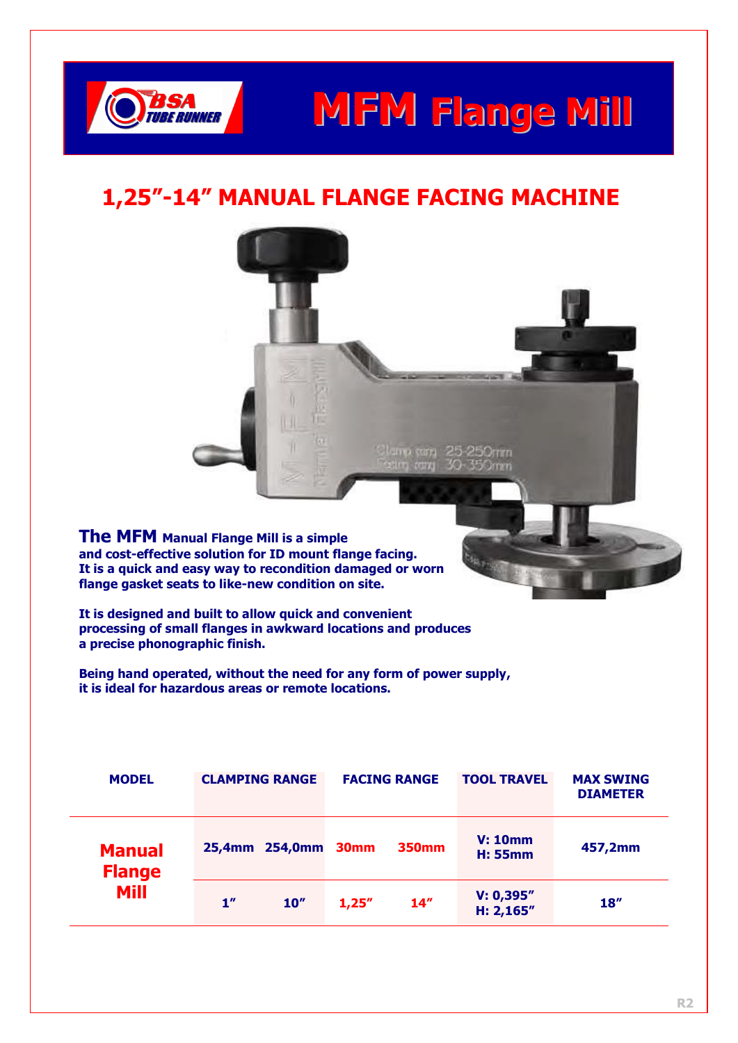# MFM Flange Mill

## 1,25”-14” MANUAL FLANGE FACING MACHINE

**The MFM Manual Flange Mill is a simple and cost-effective solution for ID mount flange facing. It is a quick and easy way to recondition damaged or worn flange gasket seats to like-new condition on site.**

**It is designed and built to allow quick and convenient processing of small flanges in awkward locations and produces a precise phonographic finish.**

**Being hand operated, without the need for any form of power supply, it is ideal for hazardous areas or remote locations.**

| MODEL | CLAMPING RANGE | | FACING RANGE | | TOOL TRAVEL | MAX SWING DIAMETER |
|---|---|---|---|---|---|---|
| Manual Flange Mill | 25,4mm | 254,0mm | 30mm | 350mm | V: 10mm H: 55mm | 457,2mm |
| | 1” | 10” | 1,25” | 14” | V: 0,395” H: 2,165” | 18” |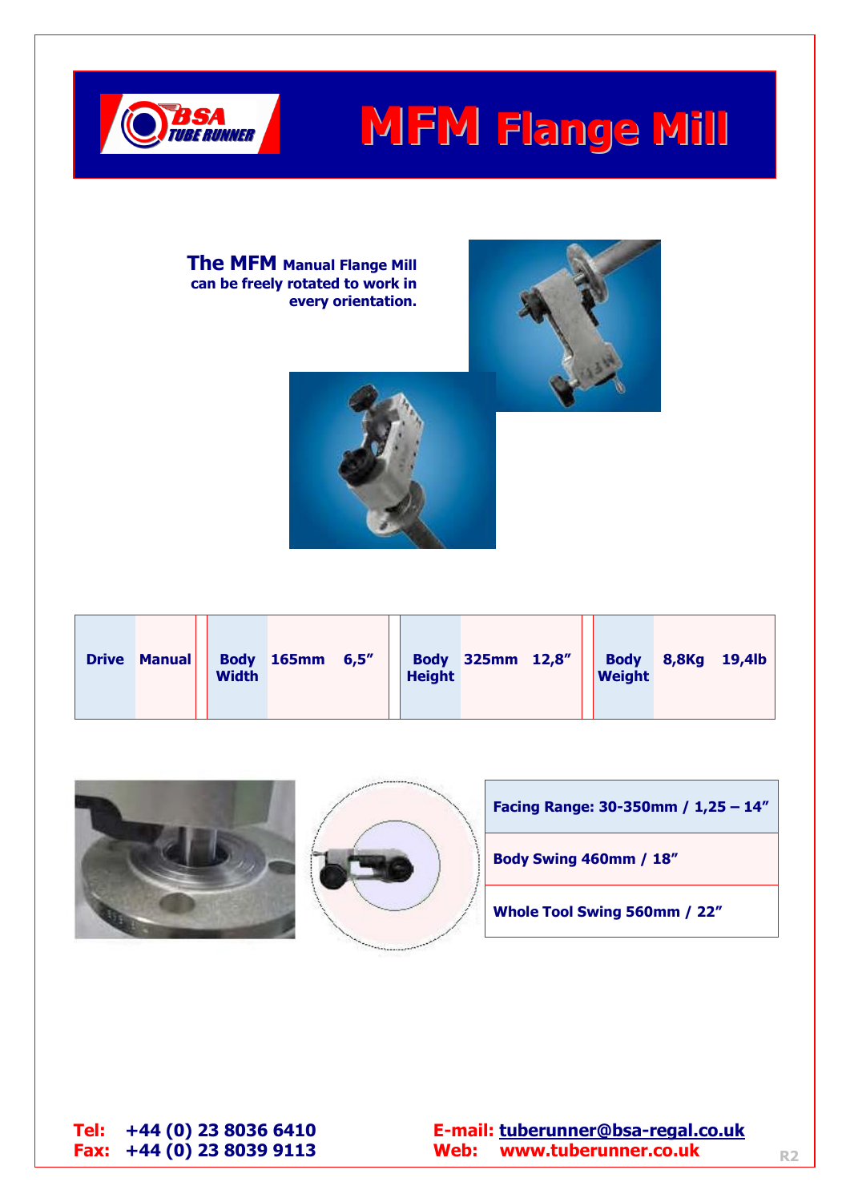# MFM Flange Mill

**The MFM Manual Flange Mill can be freely rotated to work in every orientation.**

| Drive | Manual | Body Width | 165mm | 6,5" | Body Height | 325mm | 12,8" | Body Weight | 8,8Kg | 19,4lb |
|---|---|---|---|---|---|---|---|---|---|---|

| |
|---|
| Facing Range: 30-350mm / 1,25 – 14" |
| Body Swing 460mm / 18" |
| Whole Tool Swing 560mm / 22" |

**Tel:** +44 (0) 23 8036 6410
**Fax:** +44 (0) 23 8039 9113

**E-mail:** tuberunner@bsa-regal.co.uk
**Web:** www.tuberunner.co.uk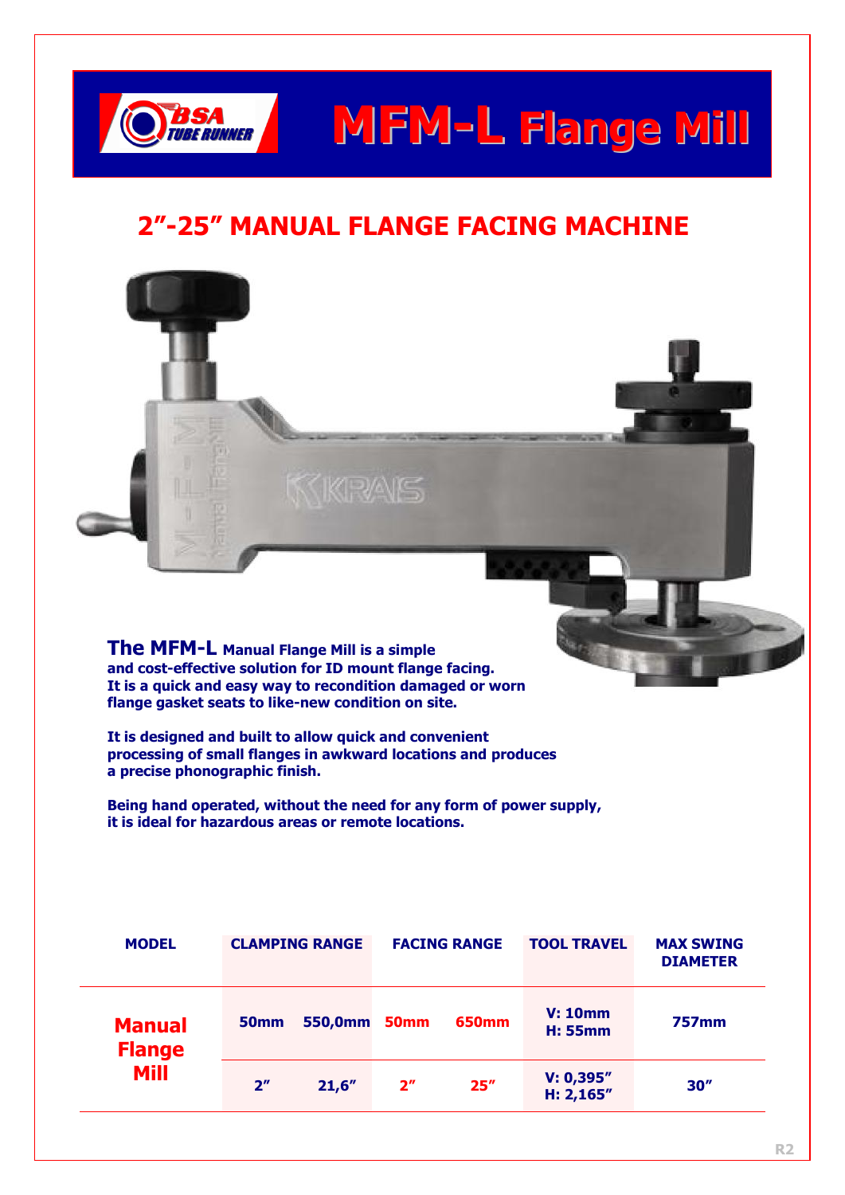# MFM-L Flange Mill

## 2"-25" MANUAL FLANGE FACING MACHINE

**The MFM-L Manual Flange Mill is a simple and cost-effective solution for ID mount flange facing. It is a quick and easy way to recondition damaged or worn flange gasket seats to like-new condition on site.**

**It is designed and built to allow quick and convenient processing of small flanges in awkward locations and produces a precise phonographic finish.**

**Being hand operated, without the need for any form of power supply, it is ideal for hazardous areas or remote locations.**

| MODEL | CLAMPING RANGE | | FACING RANGE | | TOOL TRAVEL | MAX SWING DIAMETER |
|---|---|---|---|---|---|---|
| Manual Flange Mill | 50mm | 550,0mm | 50mm | 650mm | V: 10mm H: 55mm | 757mm |
| | 2" | 21,6" | 2" | 25" | V: 0,395" H: 2,165" | 30" |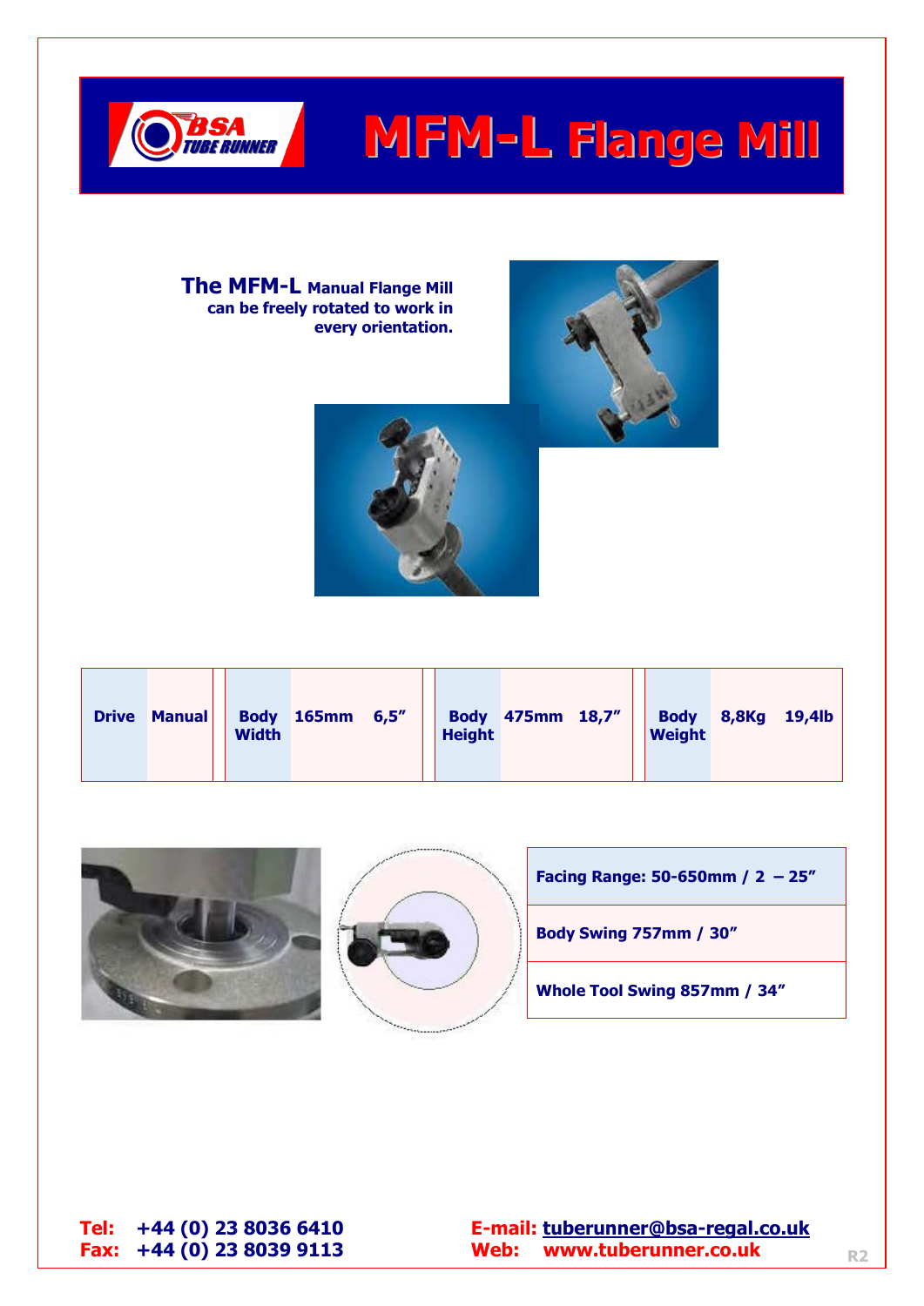# MFM-L Flange Mill

**The MFM-L Manual Flange Mill can be freely rotated to work in every orientation.**

| | | | | | | | | | | |
|---|---|---|---|---|---|---|---|---|---|---|
| **Drive** | **Manual** | **Body Width** | **165mm** | **6,5"** | **Body Height** | **475mm** | **18,7"** | **Body Weight** | **8,8Kg** | **19,4lb** |

| |
|---|
| **Facing Range: 50-650mm / 2 – 25"** |
| **Body Swing 757mm / 30"** |
| **Whole Tool Swing 857mm / 34"** |

**Tel: +44 (0) 23 8036 6410**
**Fax: +44 (0) 23 8039 9113**

**E-mail: tuberunner@bsa-regal.co.uk**
**Web: www.tuberunner.co.uk**

R2